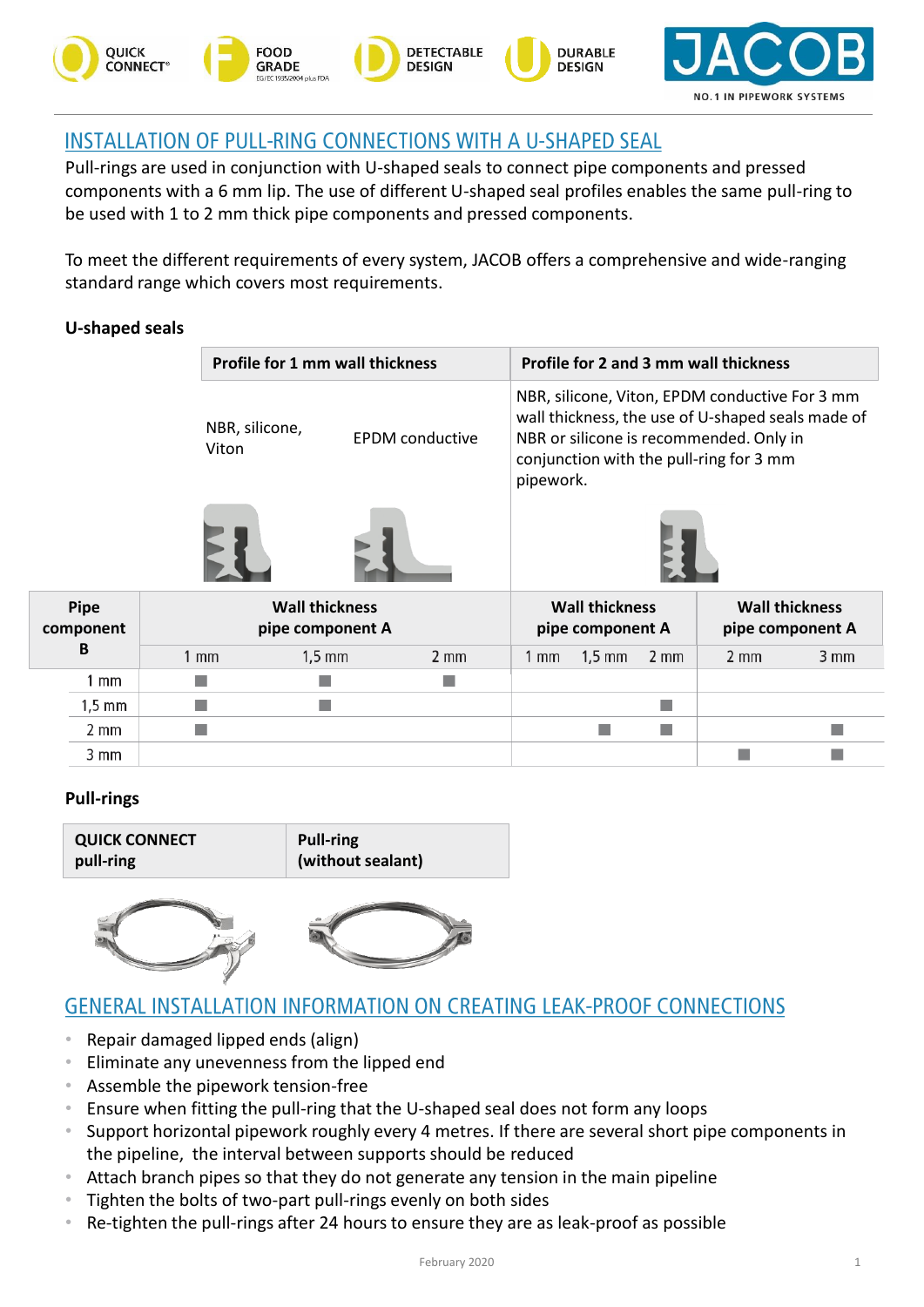# INSTALLATION OF PULL-RING CONNECTIONS WITH A U-SHAPED SEAL

Pull-rings are used in conjunction with U-shaped seals to connect pipe components and pressed components with a 6 mm lip. The use of different U-shaped seal profiles enables the same pull-ring to be used with 1 to 2 mm thick pipe components and pressed components.

To meet the different requirements of every system, JACOB offers a comprehensive and wide-ranging standard range which covers most requirements.

## U-shaped seals

| Profile for 1 mm wall thickness | | Profile for 2 and 3 mm wall thickness |
|---|---|---|
| NBR, silicone, Viton | EPDM conductive | NBR, silicone, Viton, EPDM conductive For 3 mm wall thickness, the use of U-shaped seals made of NBR or silicone is recommended. Only in conjunction with the pull-ring for 3 mm pipework. |

| Pipe component B | Wall thickness pipe component A | | | Wall thickness pipe component A | | | Wall thickness pipe component A | |
|---|---|---|---|---|---|---|---|---|
| | 1 mm | 1,5 mm | 2 mm | 1 mm | 1,5 mm | 2 mm | 2 mm | 3 mm |
| 1 mm | ■ | ■ | ■ | | | | | |
| 1,5 mm | ■ | ■ | | | | ■ | | |
| 2 mm | ■ | | | | ■ | ■ | | ■ |
| 3 mm | | | | | | | ■ | ■ |

## Pull-rings

| QUICK CONNECT pull-ring | Pull-ring (without sealant) |
|---|---|

# GENERAL INSTALLATION INFORMATION ON CREATING LEAK-PROOF CONNECTIONS

- Repair damaged lipped ends (align)
- Eliminate any unevenness from the lipped end
- Assemble the pipework tension-free
- Ensure when fitting the pull-ring that the U-shaped seal does not form any loops
- Support horizontal pipework roughly every 4 metres. If there are several short pipe components in the pipeline, the interval between supports should be reduced
- Attach branch pipes so that they do not generate any tension in the main pipeline
- Tighten the bolts of two-part pull-rings evenly on both sides
- Re-tighten the pull-rings after 24 hours to ensure they are as leak-proof as possible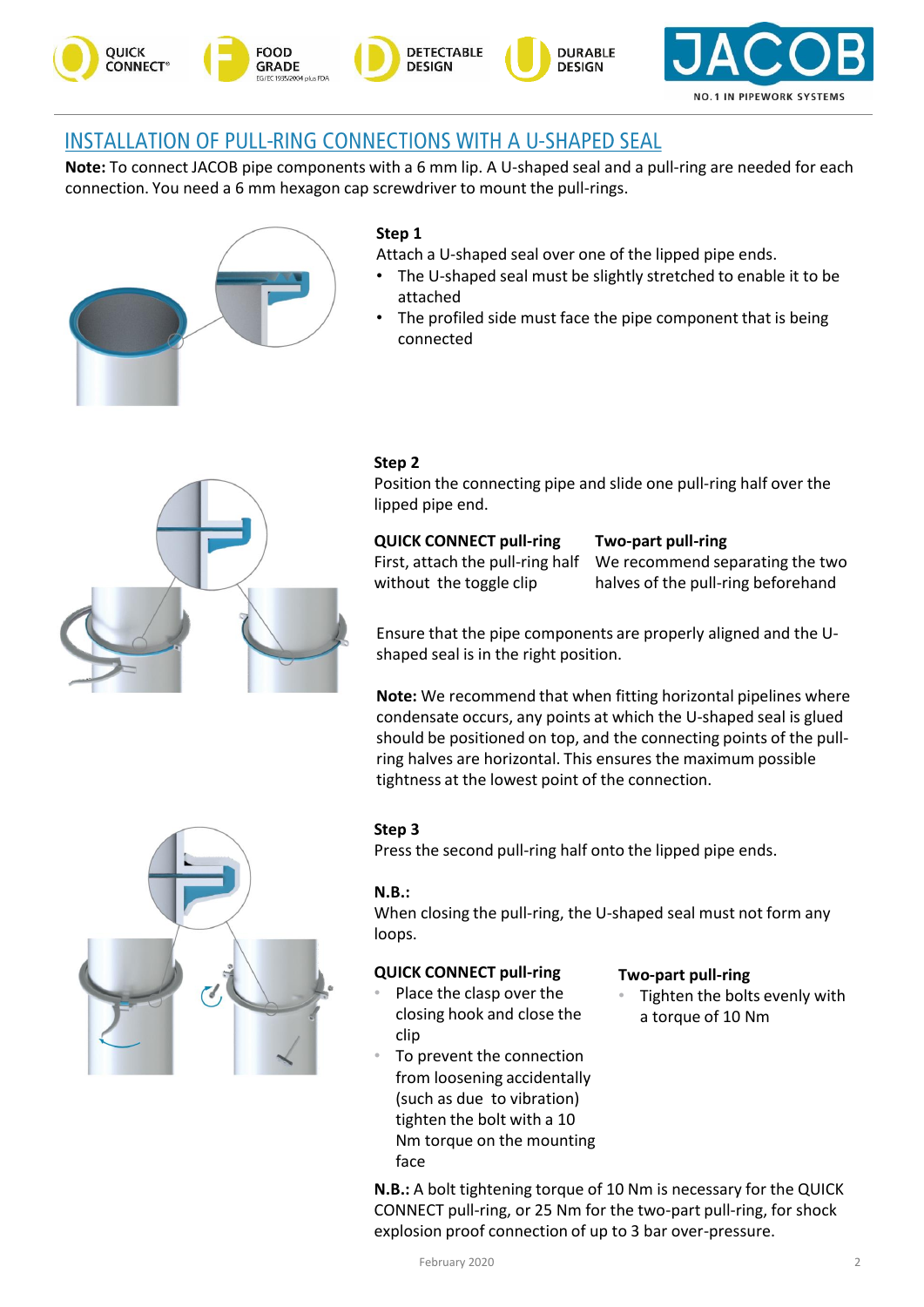QUICK CONNECT® FOOD GRADE EG/EC 1935/2004 plus FDA DETECTABLE DESIGN DURABLE DESIGN

JACOB NO. 1 IN PIPEWORK SYSTEMS

## INSTALLATION OF PULL-RING CONNECTIONS WITH A U-SHAPED SEAL

**Note:** To connect JACOB pipe components with a 6 mm lip. A U-shaped seal and a pull-ring are needed for each connection. You need a 6 mm hexagon cap screwdriver to mount the pull-rings.

### Step 1

Attach a U-shaped seal over one of the lipped pipe ends.

- The U-shaped seal must be slightly stretched to enable it to be attached
- The profiled side must face the pipe component that is being connected

### Step 2

Position the connecting pipe and slide one pull-ring half over the lipped pipe end.

**QUICK CONNECT pull-ring**
First, attach the pull-ring half without the toggle clip

**Two-part pull-ring**
We recommend separating the two halves of the pull-ring beforehand

Ensure that the pipe components are properly aligned and the U-shaped seal is in the right position.

**Note:** We recommend that when fitting horizontal pipelines where condensate occurs, any points at which the U-shaped seal is glued should be positioned on top, and the connecting points of the pull-ring halves are horizontal. This ensures the maximum possible tightness at the lowest point of the connection.

### Step 3

Press the second pull-ring half onto the lipped pipe ends.

**N.B.:**
When closing the pull-ring, the U-shaped seal must not form any loops.

**QUICK CONNECT pull-ring**

- Place the clasp over the closing hook and close the clip
- To prevent the connection from loosening accidentally (such as due to vibration) tighten the bolt with a 10 Nm torque on the mounting face

**Two-part pull-ring**

- Tighten the bolts evenly with a torque of 10 Nm

**N.B.:** A bolt tightening torque of 10 Nm is necessary for the QUICK CONNECT pull-ring, or 25 Nm for the two-part pull-ring, for shock explosion proof connection of up to 3 bar over-pressure.

February 2020